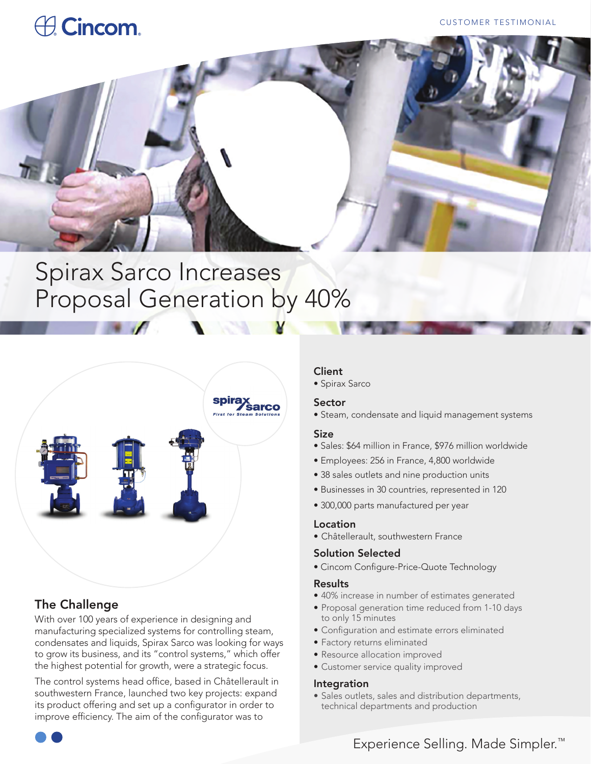# Spirax Sarco Increases Proposal Generation by 40%

## The Challenge

With over 100 years of experience in designing and manufacturing specialized systems for controlling steam, condensates and liquids, Spirax Sarco was looking for ways to grow its business, and its "control systems," which offer the highest potential for growth, were a strategic focus.

The control systems head office, based in Châtellerault in southwestern France, launched two key projects: expand its product offering and set up a configurator in order to improve efficiency. The aim of the configurator was to

### Client

- Spirax Sarco

### Sector

- Steam, condensate and liquid management systems

### Size

- Sales: $64 million in France, $976 million worldwide
- Employees: 256 in France, 4,800 worldwide
- 38 sales outlets and nine production units
- Businesses in 30 countries, represented in 120
- 300,000 parts manufactured per year

### Location

- Châtellerault, southwestern France

### Solution Selected

- Cincom Configure-Price-Quote Technology

### Results

- 40% increase in number of estimates generated
- Proposal generation time reduced from 1-10 days to only 15 minutes
- Configuration and estimate errors eliminated
- Factory returns eliminated
- Resource allocation improved
- Customer service quality improved

### Integration

- Sales outlets, sales and distribution departments, technical departments and production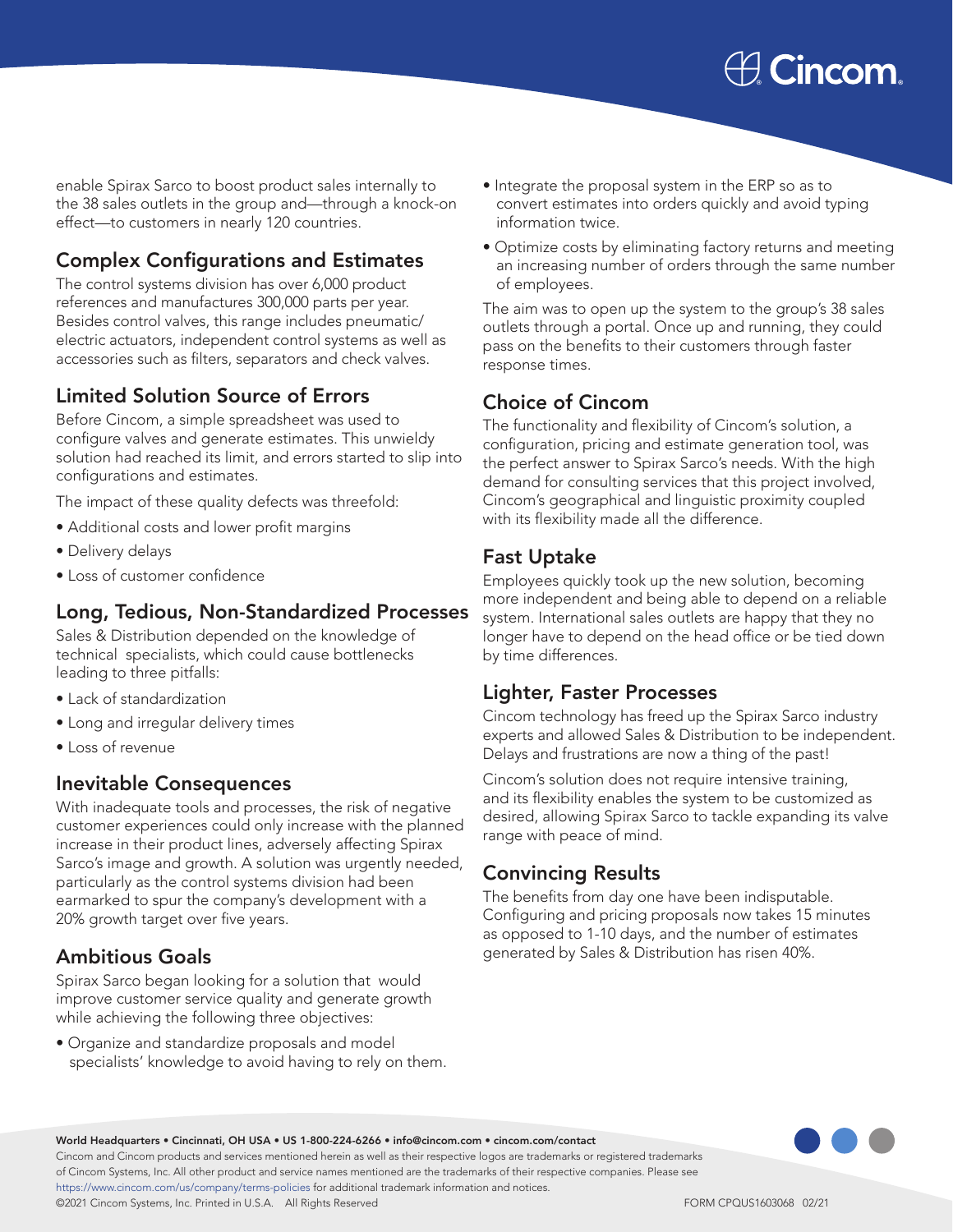enable Spirax Sarco to boost product sales internally to the 38 sales outlets in the group and—through a knock-on effect—to customers in nearly 120 countries.

## Complex Configurations and Estimates

The control systems division has over 6,000 product references and manufactures 300,000 parts per year. Besides control valves, this range includes pneumatic/electric actuators, independent control systems as well as accessories such as filters, separators and check valves.

## Limited Solution Source of Errors

Before Cincom, a simple spreadsheet was used to configure valves and generate estimates. This unwieldy solution had reached its limit, and errors started to slip into configurations and estimates.

The impact of these quality defects was threefold:

- Additional costs and lower profit margins
- Delivery delays
- Loss of customer confidence

## Long, Tedious, Non-Standardized Processes

Sales & Distribution depended on the knowledge of technical specialists, which could cause bottlenecks leading to three pitfalls:

- Lack of standardization
- Long and irregular delivery times
- Loss of revenue

## Inevitable Consequences

With inadequate tools and processes, the risk of negative customer experiences could only increase with the planned increase in their product lines, adversely affecting Spirax Sarco's image and growth. A solution was urgently needed, particularly as the control systems division had been earmarked to spur the company's development with a 20% growth target over five years.

## Ambitious Goals

Spirax Sarco began looking for a solution that would improve customer service quality and generate growth while achieving the following three objectives:

- Organize and standardize proposals and model specialists' knowledge to avoid having to rely on them.
- Integrate the proposal system in the ERP so as to convert estimates into orders quickly and avoid typing information twice.
- Optimize costs by eliminating factory returns and meeting an increasing number of orders through the same number of employees.

The aim was to open up the system to the group's 38 sales outlets through a portal. Once up and running, they could pass on the benefits to their customers through faster response times.

## Choice of Cincom

The functionality and flexibility of Cincom's solution, a configuration, pricing and estimate generation tool, was the perfect answer to Spirax Sarco's needs. With the high demand for consulting services that this project involved, Cincom's geographical and linguistic proximity coupled with its flexibility made all the difference.

## Fast Uptake

Employees quickly took up the new solution, becoming more independent and being able to depend on a reliable system. International sales outlets are happy that they no longer have to depend on the head office or be tied down by time differences.

## Lighter, Faster Processes

Cincom technology has freed up the Spirax Sarco industry experts and allowed Sales & Distribution to be independent. Delays and frustrations are now a thing of the past!

Cincom's solution does not require intensive training, and its flexibility enables the system to be customized as desired, allowing Spirax Sarco to tackle expanding its valve range with peace of mind.

## Convincing Results

The benefits from day one have been indisputable. Configuring and pricing proposals now takes 15 minutes as opposed to 1-10 days, and the number of estimates generated by Sales & Distribution has risen 40%.

**World Headquarters • Cincinnati, OH USA • US 1-800-224-6266 • info@cincom.com • cincom.com/contact**

Cincom and Cincom products and services mentioned herein as well as their respective logos are trademarks or registered trademarks of Cincom Systems, Inc. All other product and service names mentioned are the trademarks of their respective companies. Please see https://www.cincom.com/us/company/terms-policies for additional trademark information and notices.

©2021 Cincom Systems, Inc. Printed in U.S.A. All Rights Reserved

FORM CPQUS1603068 02/21